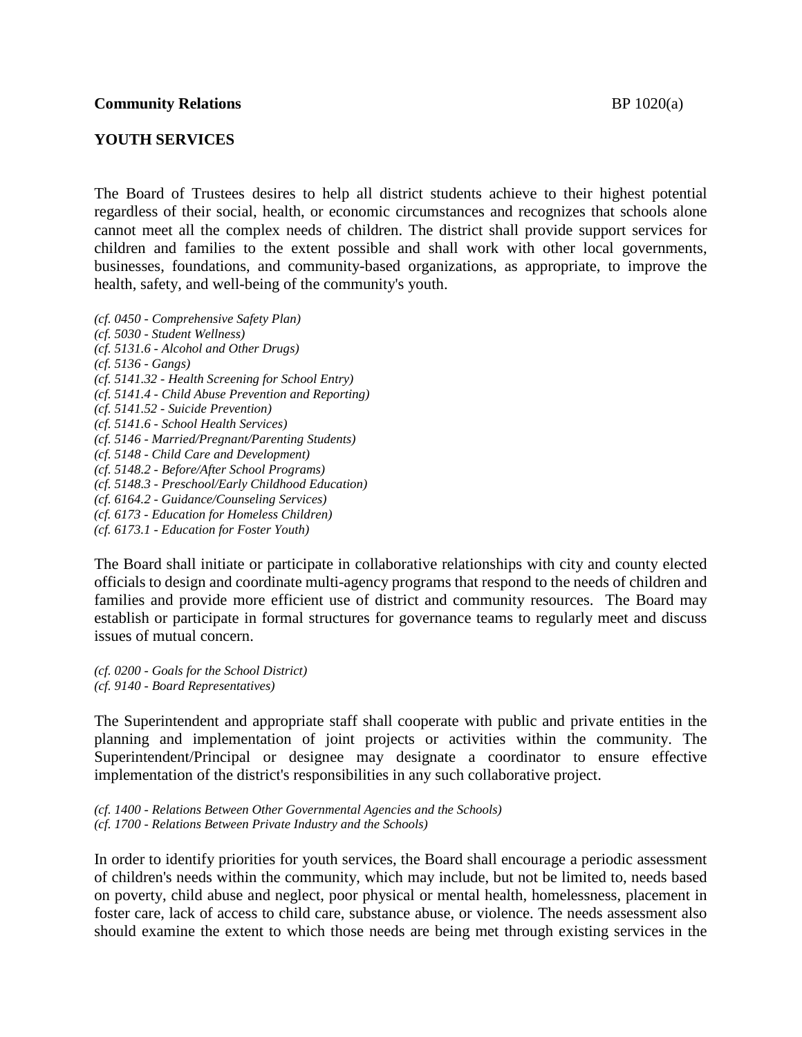**Community Relations** BP 1020(a)

**YOUTH SERVICES**

The Board of Trustees desires to help all district students achieve to their highest potential regardless of their social, health, or economic circumstances and recognizes that schools alone cannot meet all the complex needs of children. The district shall provide support services for children and families to the extent possible and shall work with other local governments, businesses, foundations, and community-based organizations, as appropriate, to improve the health, safety, and well-being of the community's youth.

*(cf. 0450 - Comprehensive Safety Plan)*
*(cf. 5030 - Student Wellness)*
*(cf. 5131.6 - Alcohol and Other Drugs)*
*(cf. 5136 - Gangs)*
*(cf. 5141.32 - Health Screening for School Entry)*
*(cf. 5141.4 - Child Abuse Prevention and Reporting)*
*(cf. 5141.52 - Suicide Prevention)*
*(cf. 5141.6 - School Health Services)*
*(cf. 5146 - Married/Pregnant/Parenting Students)*
*(cf. 5148 - Child Care and Development)*
*(cf. 5148.2 - Before/After School Programs)*
*(cf. 5148.3 - Preschool/Early Childhood Education)*
*(cf. 6164.2 - Guidance/Counseling Services)*
*(cf. 6173 - Education for Homeless Children)*
*(cf. 6173.1 - Education for Foster Youth)*

The Board shall initiate or participate in collaborative relationships with city and county elected officials to design and coordinate multi-agency programs that respond to the needs of children and families and provide more efficient use of district and community resources. The Board may establish or participate in formal structures for governance teams to regularly meet and discuss issues of mutual concern.

*(cf. 0200 - Goals for the School District)*
*(cf. 9140 - Board Representatives)*

The Superintendent and appropriate staff shall cooperate with public and private entities in the planning and implementation of joint projects or activities within the community. The Superintendent/Principal or designee may designate a coordinator to ensure effective implementation of the district's responsibilities in any such collaborative project.

*(cf. 1400 - Relations Between Other Governmental Agencies and the Schools)*
*(cf. 1700 - Relations Between Private Industry and the Schools)*

In order to identify priorities for youth services, the Board shall encourage a periodic assessment of children's needs within the community, which may include, but not be limited to, needs based on poverty, child abuse and neglect, poor physical or mental health, homelessness, placement in foster care, lack of access to child care, substance abuse, or violence. The needs assessment also should examine the extent to which those needs are being met through existing services in the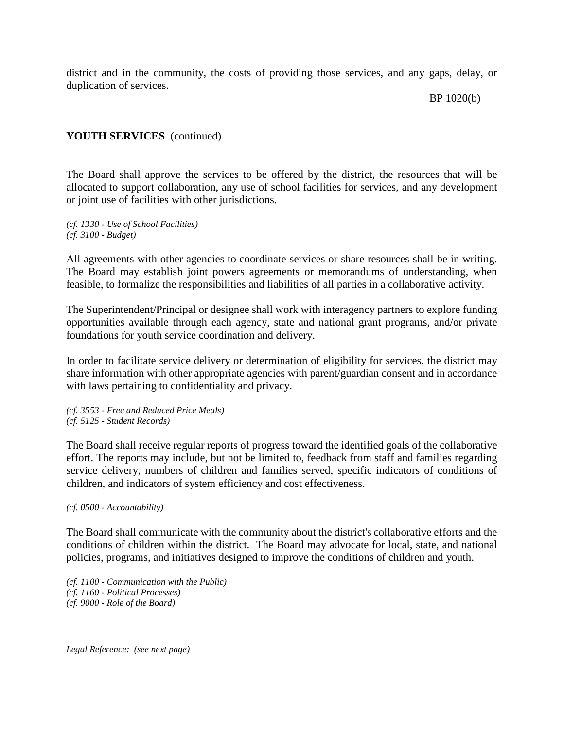district and in the community, the costs of providing those services, and any gaps, delay, or duplication of services.

**YOUTH SERVICES** (continued)

The Board shall approve the services to be offered by the district, the resources that will be allocated to support collaboration, any use of school facilities for services, and any development or joint use of facilities with other jurisdictions.

*(cf. 1330 - Use of School Facilities)*
*(cf. 3100 - Budget)*

All agreements with other agencies to coordinate services or share resources shall be in writing. The Board may establish joint powers agreements or memorandums of understanding, when feasible, to formalize the responsibilities and liabilities of all parties in a collaborative activity.

The Superintendent/Principal or designee shall work with interagency partners to explore funding opportunities available through each agency, state and national grant programs, and/or private foundations for youth service coordination and delivery.

In order to facilitate service delivery or determination of eligibility for services, the district may share information with other appropriate agencies with parent/guardian consent and in accordance with laws pertaining to confidentiality and privacy.

*(cf. 3553 - Free and Reduced Price Meals)*
*(cf. 5125 - Student Records)*

The Board shall receive regular reports of progress toward the identified goals of the collaborative effort. The reports may include, but not be limited to, feedback from staff and families regarding service delivery, numbers of children and families served, specific indicators of conditions of children, and indicators of system efficiency and cost effectiveness.

*(cf. 0500 - Accountability)*

The Board shall communicate with the community about the district's collaborative efforts and the conditions of children within the district. The Board may advocate for local, state, and national policies, programs, and initiatives designed to improve the conditions of children and youth.

*(cf. 1100 - Communication with the Public)*
*(cf. 1160 - Political Processes)*
*(cf. 9000 - Role of the Board)*

*Legal Reference: (see next page)*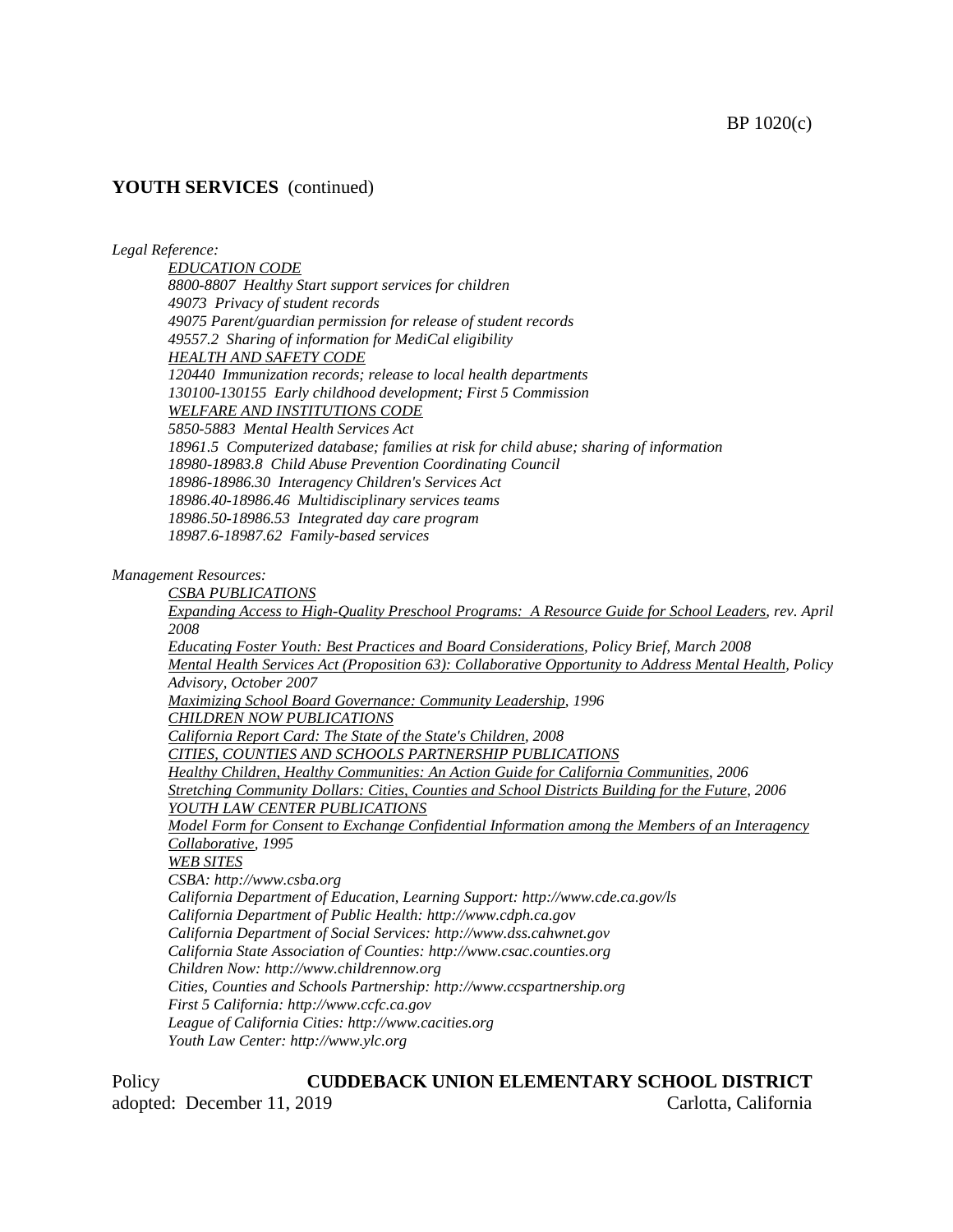**YOUTH SERVICES** (continued)

*Legal Reference:*

*EDUCATION CODE*
*8800-8807 Healthy Start support services for children*
*49073 Privacy of student records*
*49075 Parent/guardian permission for release of student records*
*49557.2 Sharing of information for MediCal eligibility*
*HEALTH AND SAFETY CODE*
*120440 Immunization records; release to local health departments*
*130100-130155 Early childhood development; First 5 Commission*
*WELFARE AND INSTITUTIONS CODE*
*5850-5883 Mental Health Services Act*
*18961.5 Computerized database; families at risk for child abuse; sharing of information*
*18980-18983.8 Child Abuse Prevention Coordinating Council*
*18986-18986.30 Interagency Children's Services Act*
*18986.40-18986.46 Multidisciplinary services teams*
*18986.50-18986.53 Integrated day care program*
*18987.6-18987.62 Family-based services*

*Management Resources:*

*CSBA PUBLICATIONS*
*Expanding Access to High-Quality Preschool Programs: A Resource Guide for School Leaders, rev. April 2008*
*Educating Foster Youth: Best Practices and Board Considerations, Policy Brief, March 2008*
*Mental Health Services Act (Proposition 63): Collaborative Opportunity to Address Mental Health, Policy Advisory, October 2007*
*Maximizing School Board Governance: Community Leadership, 1996*
*CHILDREN NOW PUBLICATIONS*
*California Report Card: The State of the State's Children, 2008*
*CITIES, COUNTIES AND SCHOOLS PARTNERSHIP PUBLICATIONS*
*Healthy Children, Healthy Communities: An Action Guide for California Communities, 2006*
*Stretching Community Dollars: Cities, Counties and School Districts Building for the Future, 2006*
*YOUTH LAW CENTER PUBLICATIONS*
*Model Form for Consent to Exchange Confidential Information among the Members of an Interagency Collaborative, 1995*
*WEB SITES*
*CSBA: http://www.csba.org*
*California Department of Education, Learning Support: http://www.cde.ca.gov/ls*
*California Department of Public Health: http://www.cdph.ca.gov*
*California Department of Social Services: http://www.dss.cahwnet.gov*
*California State Association of Counties: http://www.csac.counties.org*
*Children Now: http://www.childrennow.org*
*Cities, Counties and Schools Partnership: http://www.ccspartnership.org*
*First 5 California: http://www.ccfc.ca.gov*
*League of California Cities: http://www.cacities.org*
*Youth Law Center: http://www.ylc.org*

Policy **CUDDEBACK UNION ELEMENTARY SCHOOL DISTRICT**
adopted: December 11, 2019 Carlotta, California